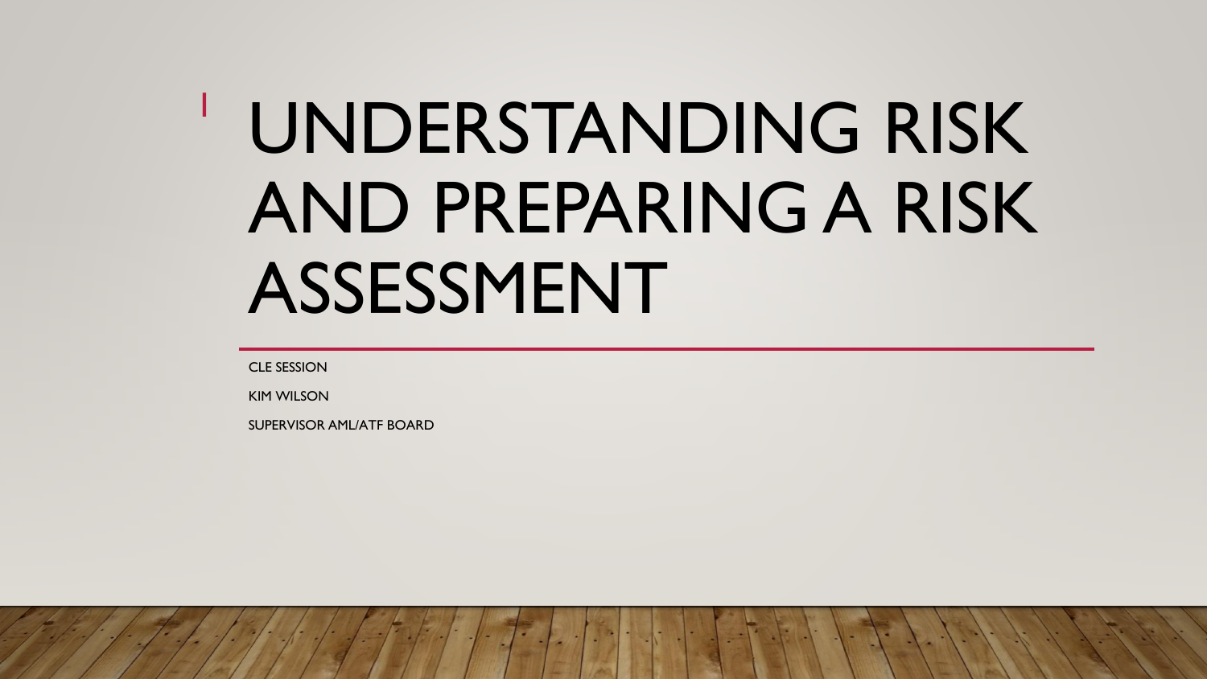# UNDERSTANDING RISK AND PREPARING A RISK ASSESSMENT

CLE SESSION

KIM WILSON

SUPERVISOR AML/ATF BOARD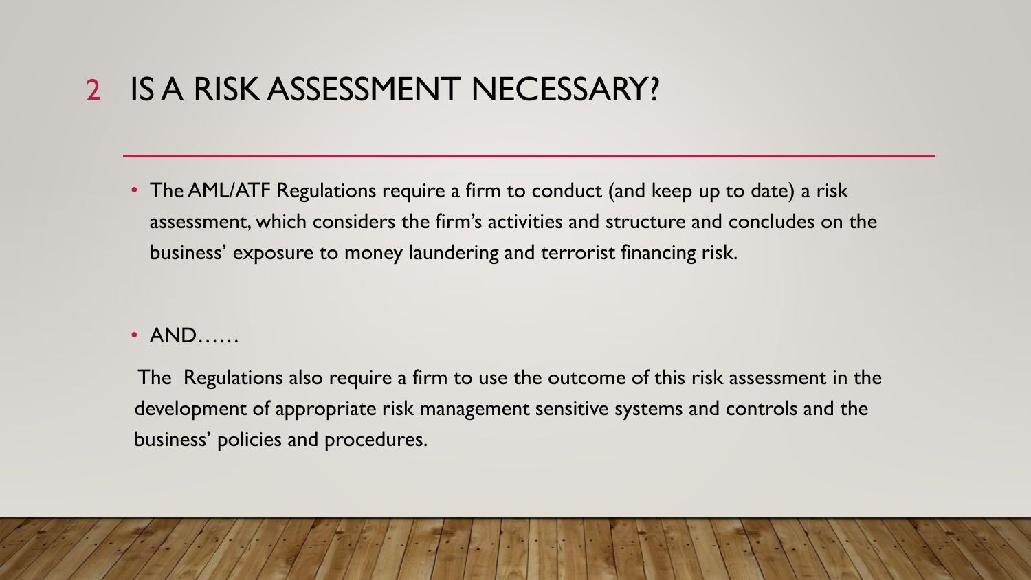# 2 IS A RISK ASSESSMENT NECESSARY?

- The AML/ATF Regulations require a firm to conduct (and keep up to date) a risk assessment, which considers the firm's activities and structure and concludes on the business' exposure to money laundering and terrorist financing risk.

- AND……

The Regulations also require a firm to use the outcome of this risk assessment in the development of appropriate risk management sensitive systems and controls and the business' policies and procedures.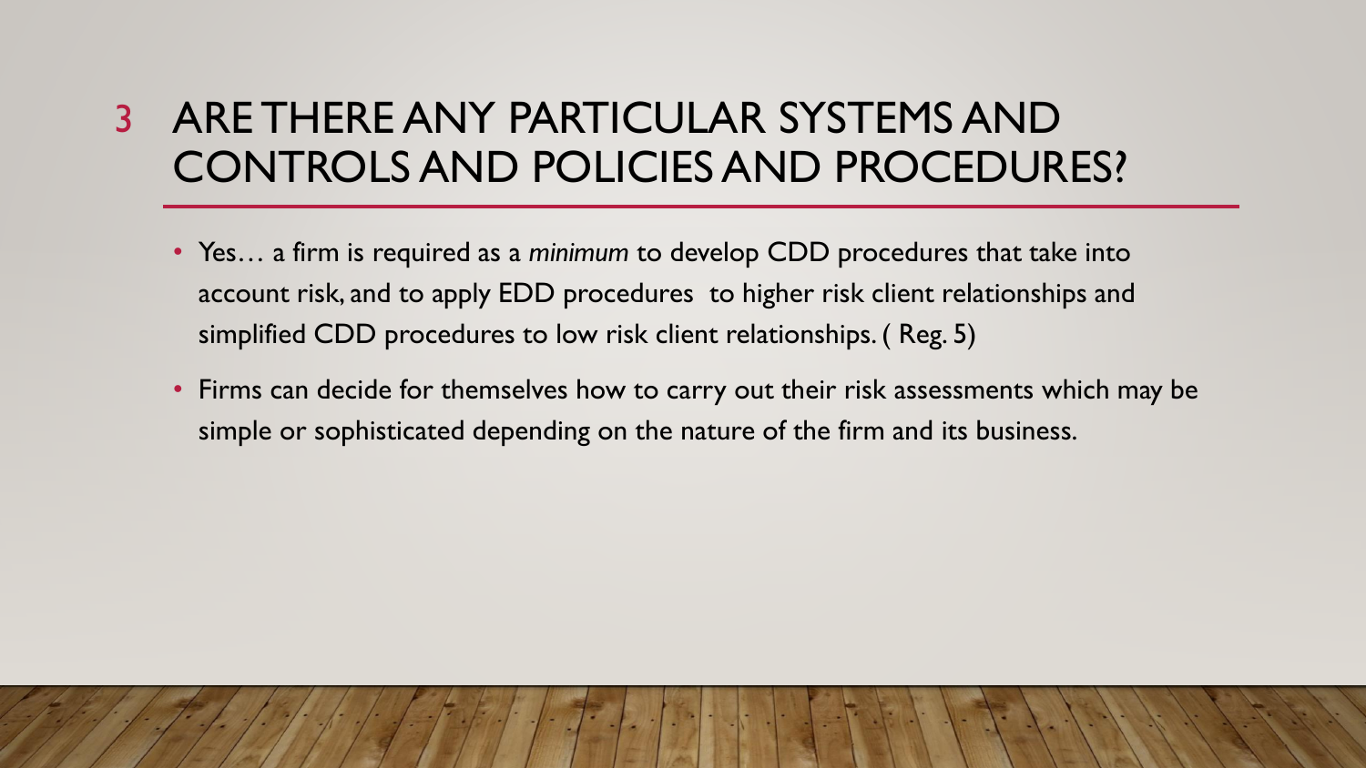# 3 ARE THERE ANY PARTICULAR SYSTEMS AND CONTROLS AND POLICIES AND PROCEDURES?

- Yes… a firm is required as a *minimum* to develop CDD procedures that take into account risk, and to apply EDD procedures to higher risk client relationships and simplified CDD procedures to low risk client relationships. ( Reg. 5)
- Firms can decide for themselves how to carry out their risk assessments which may be simple or sophisticated depending on the nature of the firm and its business.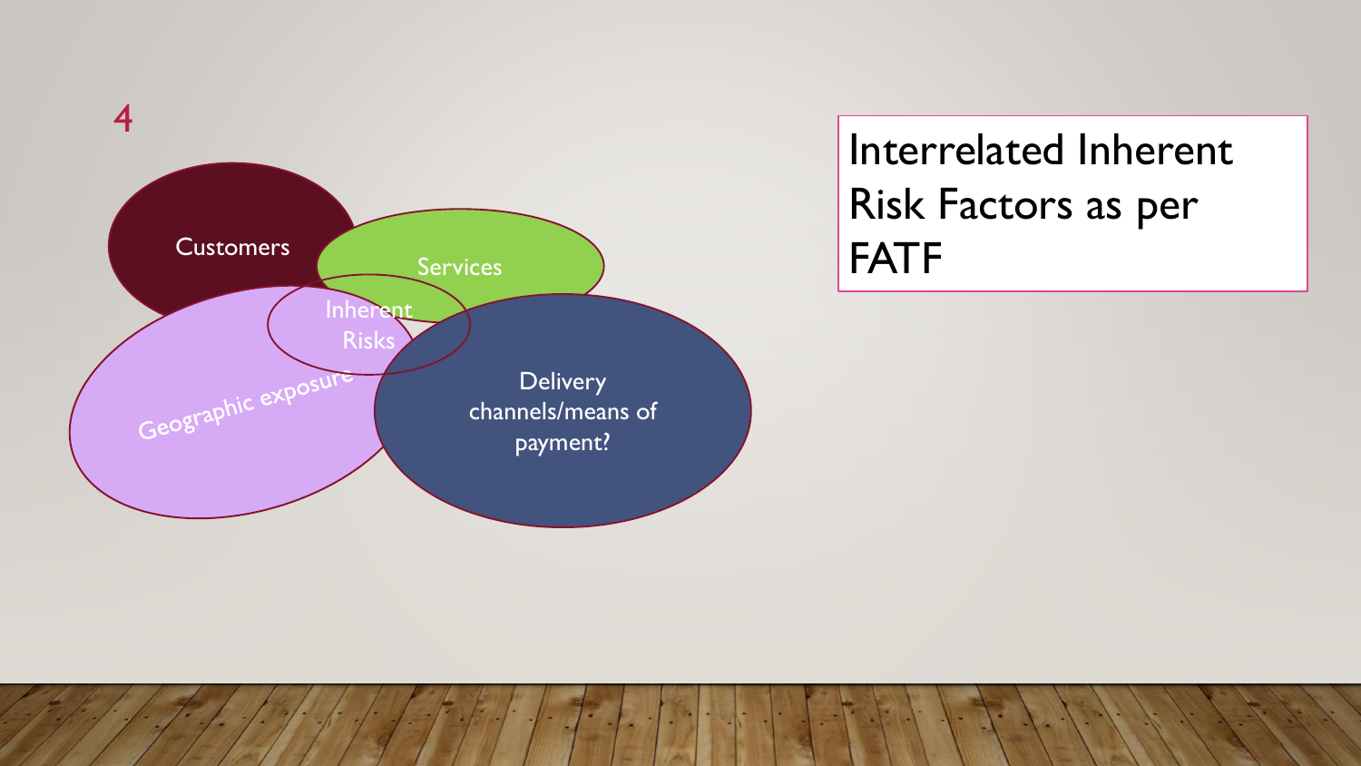## Interrelated Inherent Risk Factors as per FATF

- Customers
- Services
- Geographic exposure
- Delivery channels/means of payment?
- Inherent Risks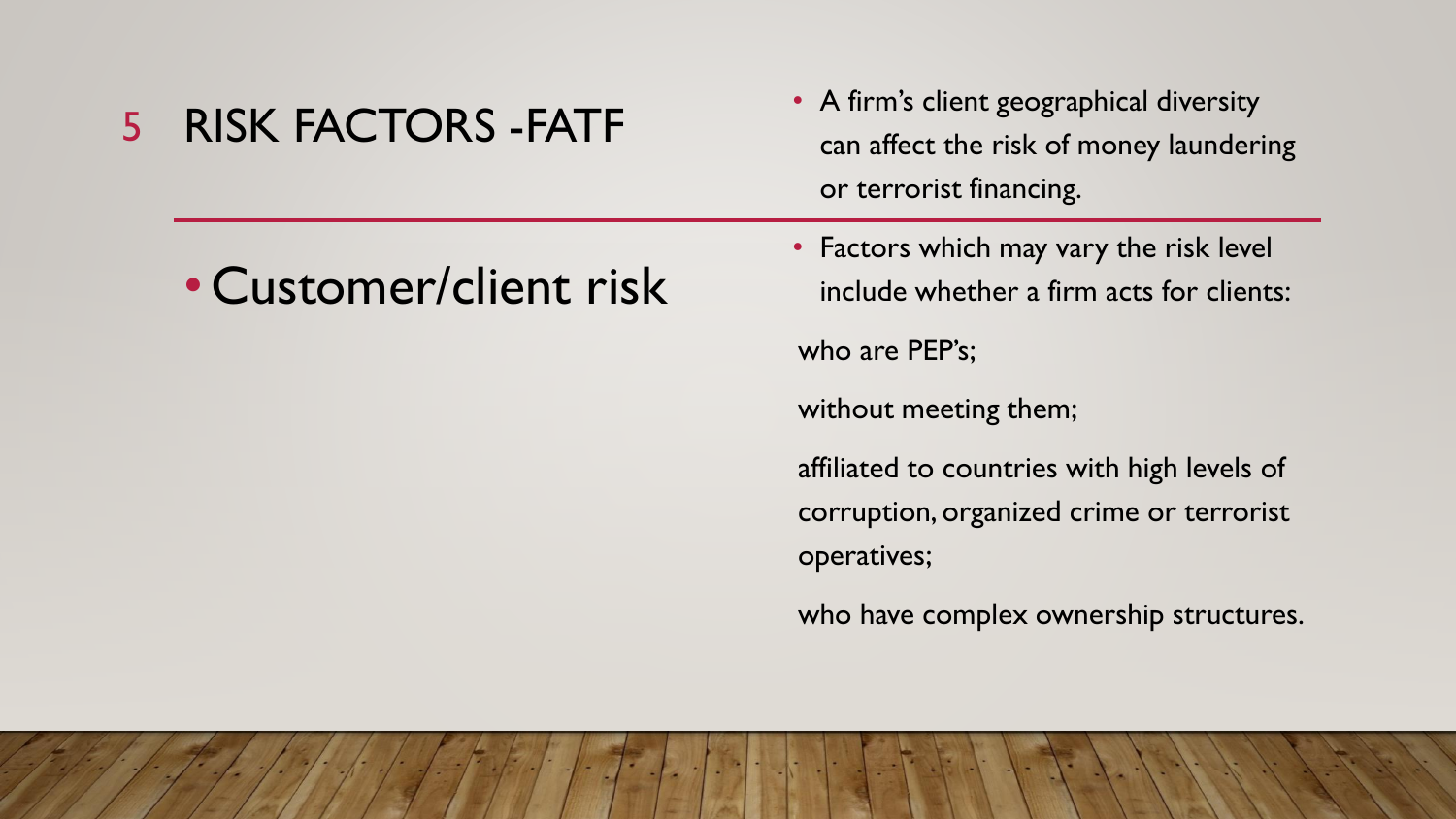# RISK FACTORS -FATF

- Customer/client risk

- A firm's client geographical diversity can affect the risk of money laundering or terrorist financing.
- Factors which may vary the risk level include whether a firm acts for clients:

who are PEP's;

without meeting them;

affiliated to countries with high levels of corruption, organized crime or terrorist operatives;

who have complex ownership structures.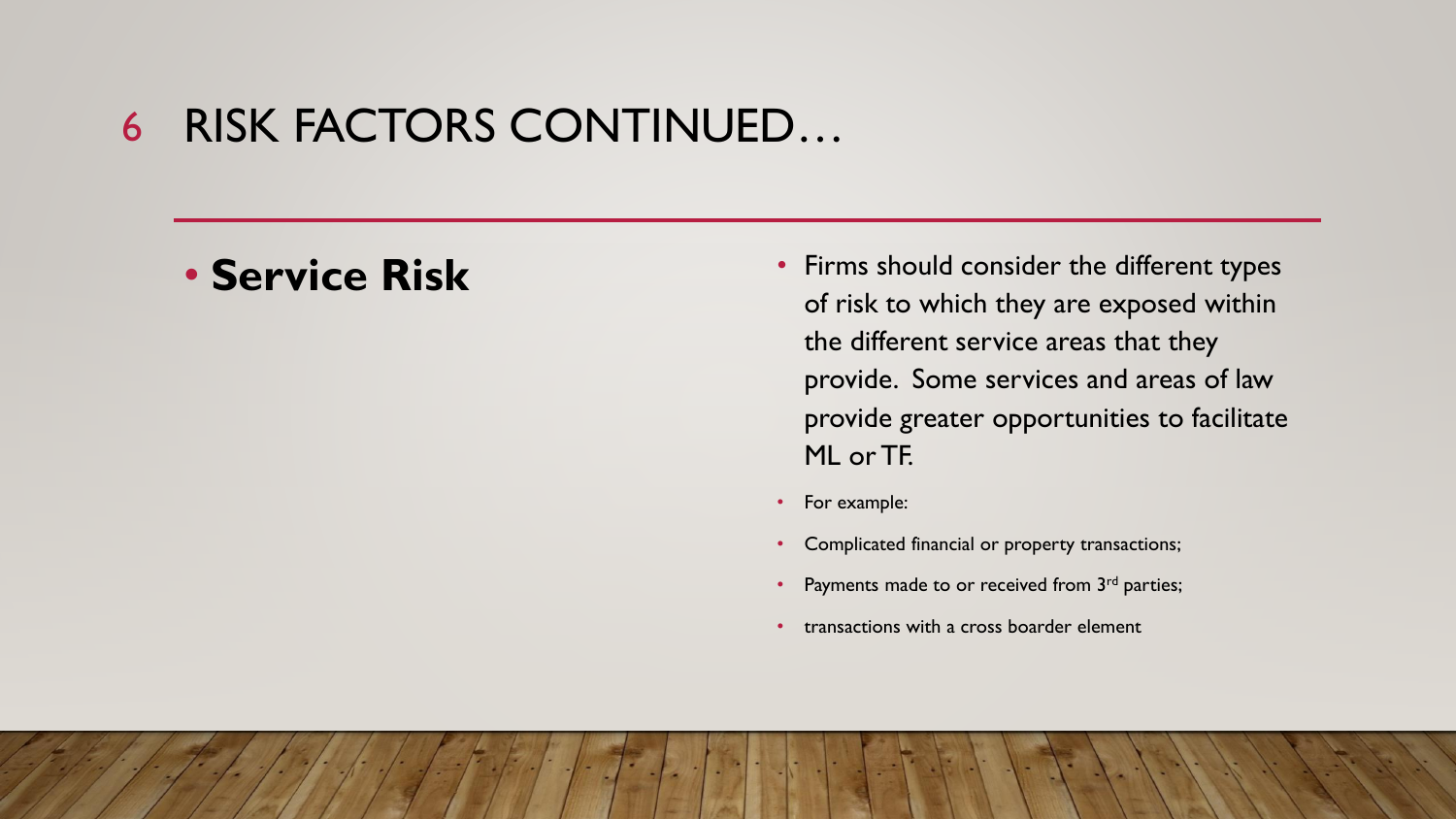# 6 RISK FACTORS CONTINUED…

- **Service Risk**

- Firms should consider the different types of risk to which they are exposed within the different service areas that they provide. Some services and areas of law provide greater opportunities to facilitate ML or TF.
- For example:
- Complicated financial or property transactions;
- Payments made to or received from 3rd parties;
- transactions with a cross boarder element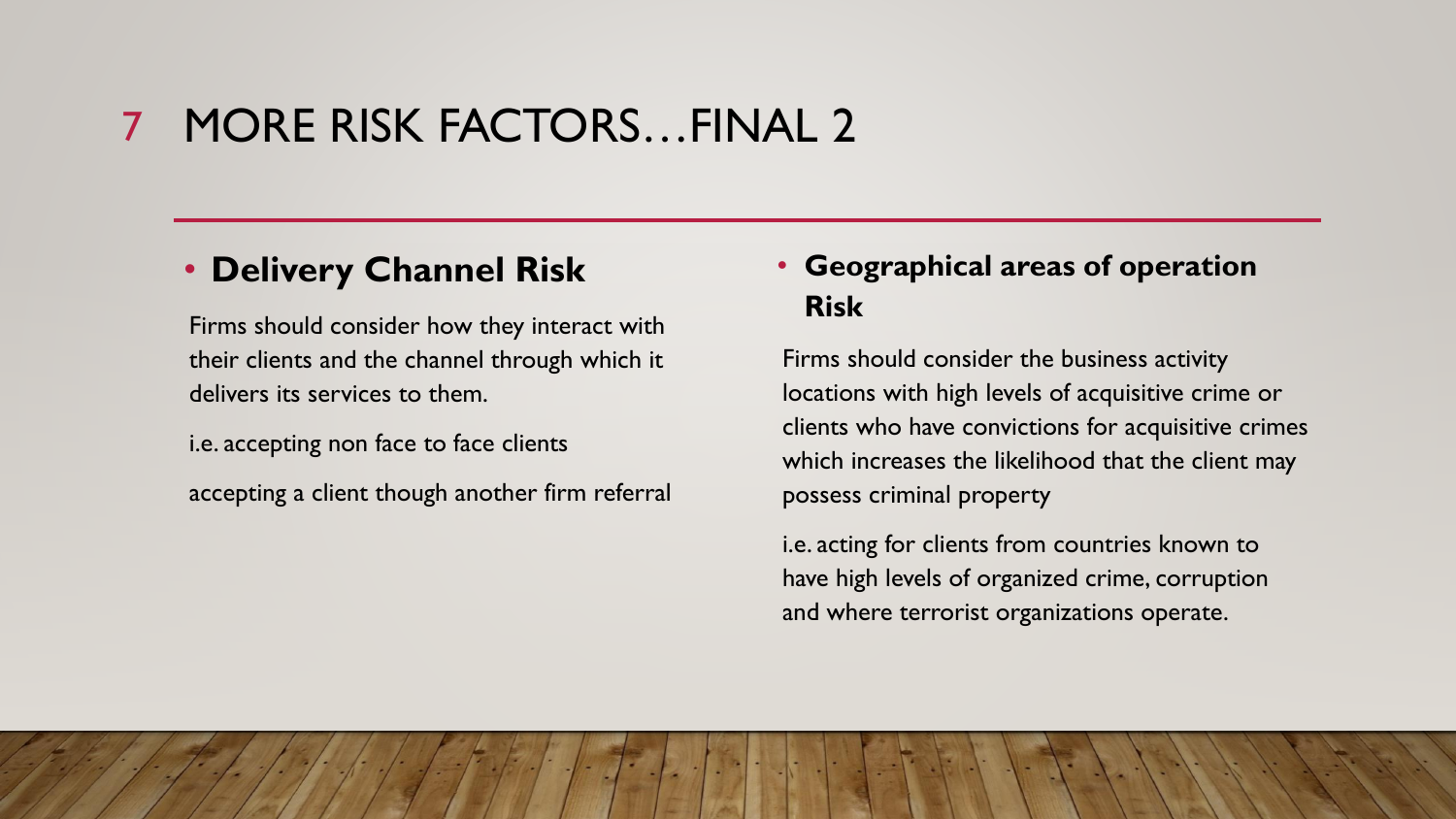# 7 MORE RISK FACTORS…FINAL 2

- **Delivery Channel Risk**

Firms should consider how they interact with their clients and the channel through which it delivers its services to them.

i.e. accepting non face to face clients

accepting a client though another firm referral

- **Geographical areas of operation Risk**

Firms should consider the business activity locations with high levels of acquisitive crime or clients who have convictions for acquisitive crimes which increases the likelihood that the client may possess criminal property

i.e. acting for clients from countries known to have high levels of organized crime, corruption and where terrorist organizations operate.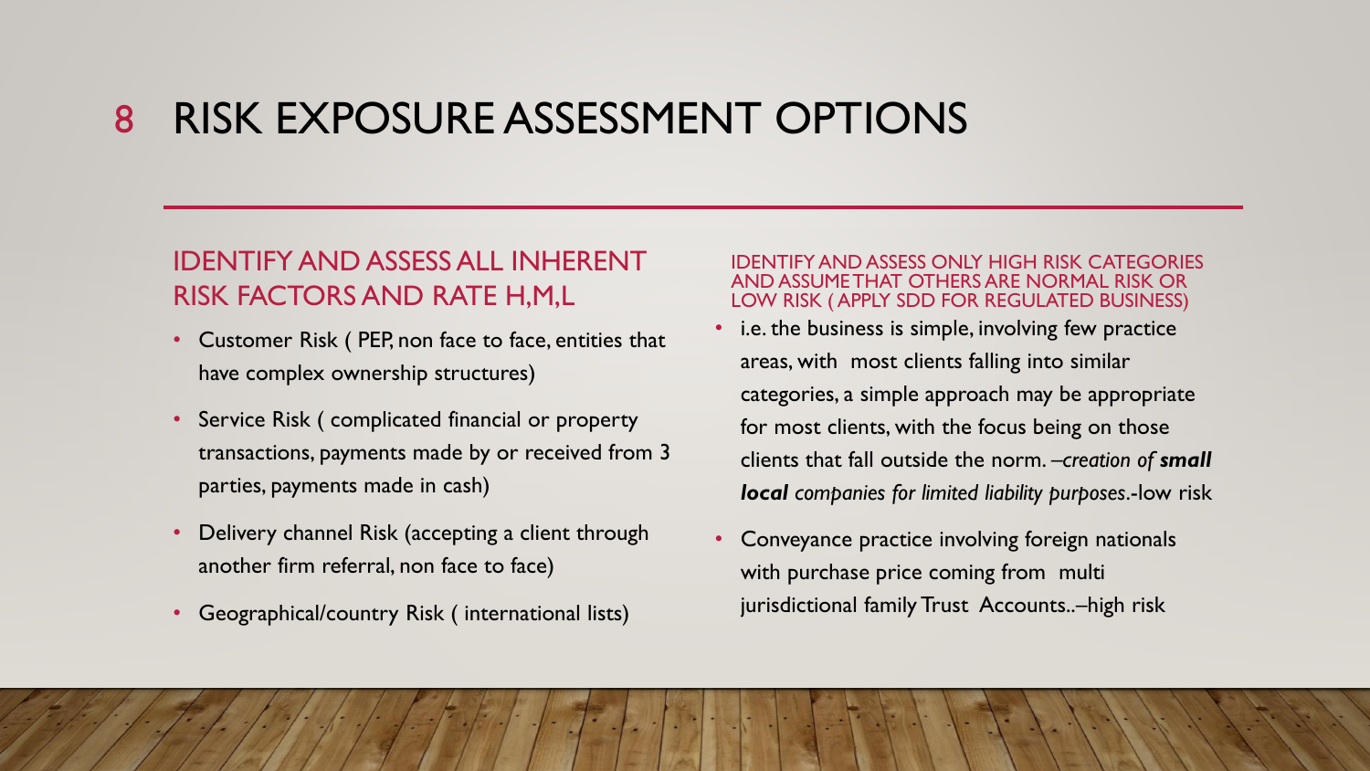# 8 RISK EXPOSURE ASSESSMENT OPTIONS

## IDENTIFY AND ASSESS ALL INHERENT RISK FACTORS AND RATE H,M,L

- Customer Risk ( PEP, non face to face, entities that have complex ownership structures)
- Service Risk ( complicated financial or property transactions, payments made by or received from 3 parties, payments made in cash)
- Delivery channel Risk (accepting a client through another firm referral, non face to face)
- Geographical/country Risk ( international lists)

## IDENTIFY AND ASSESS ONLY HIGH RISK CATEGORIES AND ASSUME THAT OTHERS ARE NORMAL RISK OR LOW RISK ( APPLY SDD FOR REGULATED BUSINESS)

- i.e. the business is simple, involving few practice areas, with most clients falling into similar categories, a simple approach may be appropriate for most clients, with the focus being on those clients that fall outside the norm. *–creation of **small local** companies for limited liability purposes*.-low risk
- Conveyance practice involving foreign nationals with purchase price coming from multi jurisdictional family Trust Accounts..–high risk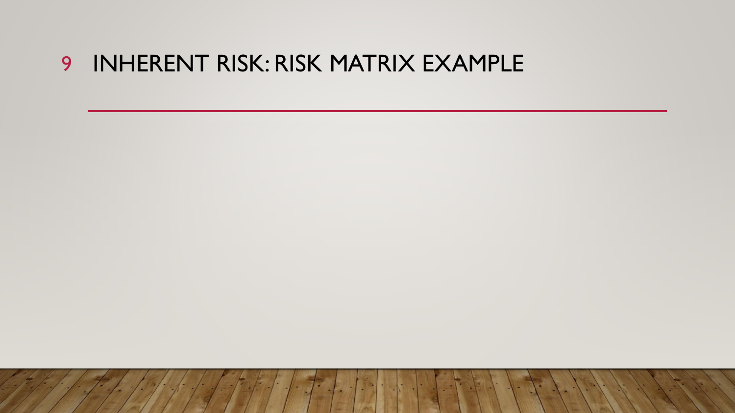# INHERENT RISK: RISK MATRIX EXAMPLE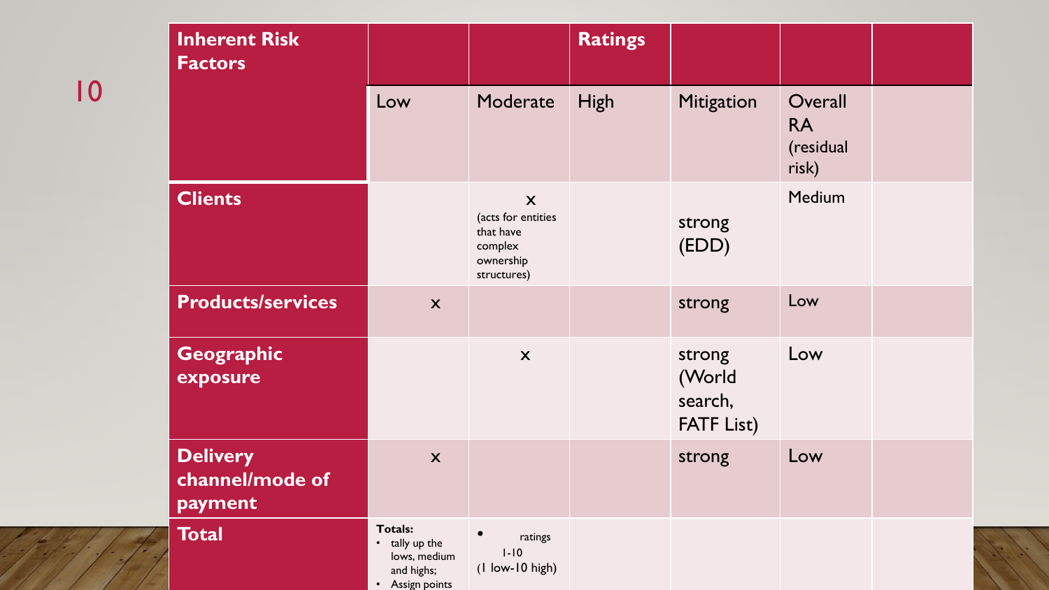| Inherent Risk Factors | | | Ratings | | | |
|---|---|---|---|---|---|---|
| | Low | Moderate | High | Mitigation | Overall RA (residual risk) | |
| **Clients** | | x (acts for entities that have complex ownership structures) | | strong (EDD) | Medium | |
| **Products/services** | x | | | strong | Low | |
| **Geographic exposure** | | x | | strong (World search, FATF List) | Low | |
| **Delivery channel/mode of payment** | x | | | strong | Low | |
| **Total** | **Totals:** <br>• tally up the lows, medium and highs; <br>• Assign points | • ratings 1-10 (1 low-10 high) | | | | |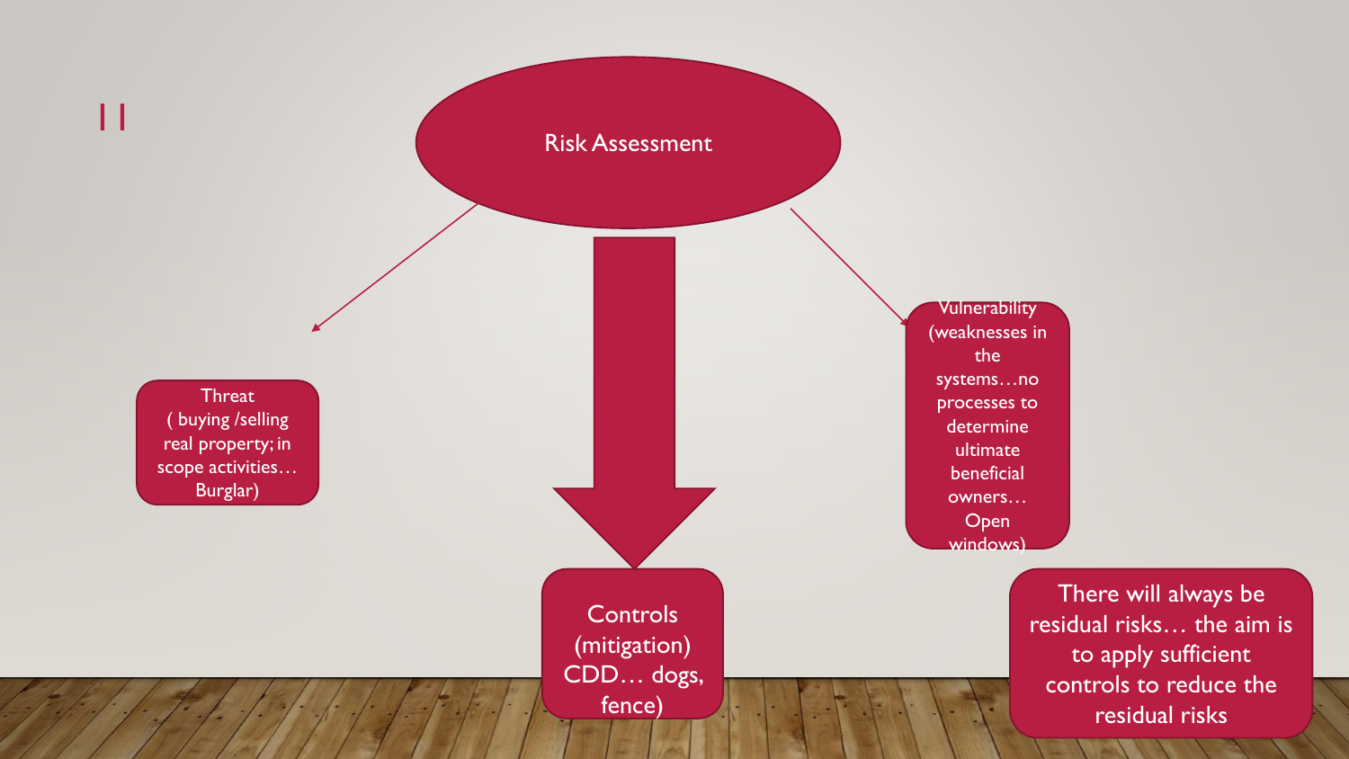# Risk Assessment

**Threat** ( buying /selling real property; in scope activities… Burglar)

**Vulnerability** (weaknesses in the systems…no processes to determine ultimate beneficial owners… Open windows)

**Controls** (mitigation) CDD… dogs, fence)

There will always be residual risks… the aim is to apply sufficient controls to reduce the residual risks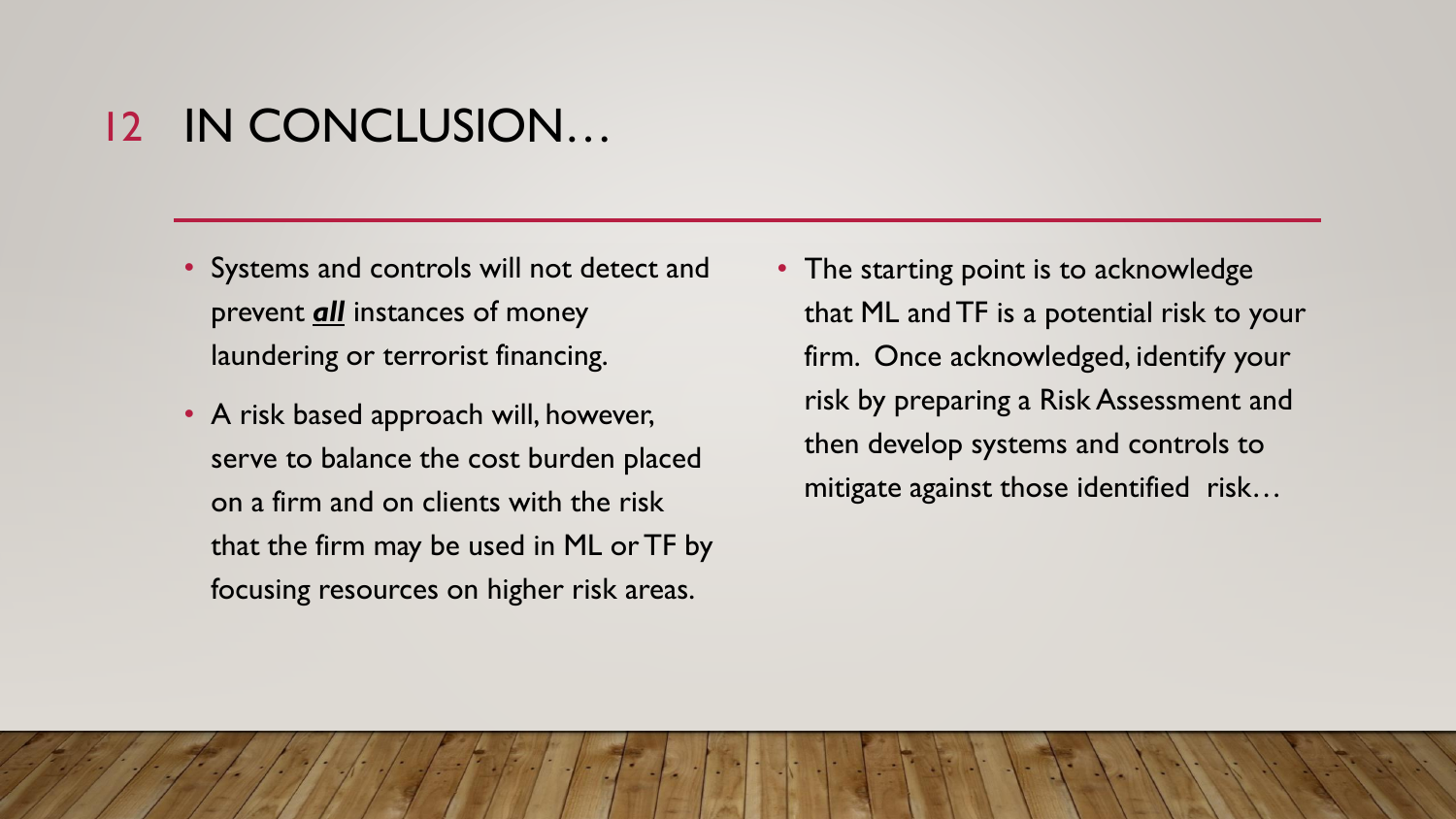# IN CONCLUSION…

- Systems and controls will not detect and prevent ***all*** instances of money laundering or terrorist financing.
- A risk based approach will, however, serve to balance the cost burden placed on a firm and on clients with the risk that the firm may be used in ML or TF by focusing resources on higher risk areas.
- The starting point is to acknowledge that ML and TF is a potential risk to your firm. Once acknowledged, identify your risk by preparing a Risk Assessment and then develop systems and controls to mitigate against those identified risk…